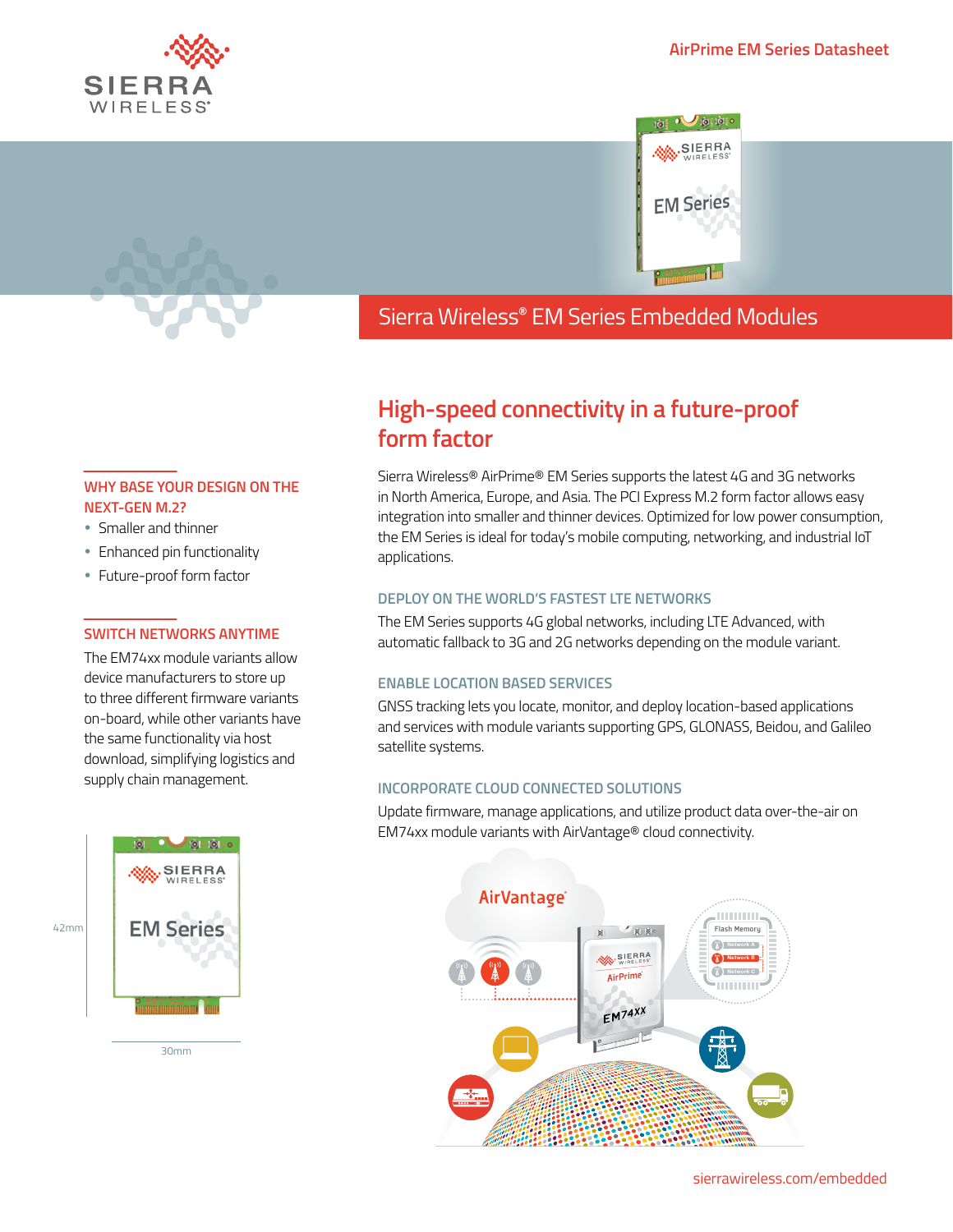# Sierra Wireless® EM Series Embedded Modules

## High-speed connectivity in a future-proof form factor

Sierra Wireless® AirPrime® EM Series supports the latest 4G and 3G networks in North America, Europe, and Asia. The PCI Express M.2 form factor allows easy integration into smaller and thinner devices. Optimized for low power consumption, the EM Series is ideal for today's mobile computing, networking, and industrial IoT applications.

### DEPLOY ON THE WORLD'S FASTEST LTE NETWORKS

The EM Series supports 4G global networks, including LTE Advanced, with automatic fallback to 3G and 2G networks depending on the module variant.

### ENABLE LOCATION BASED SERVICES

GNSS tracking lets you locate, monitor, and deploy location-based applications and services with module variants supporting GPS, GLONASS, Beidou, and Galileo satellite systems.

### INCORPORATE CLOUD CONNECTED SOLUTIONS

Update firmware, manage applications, and utilize product data over-the-air on EM74xx module variants with AirVantage® cloud connectivity.

### WHY BASE YOUR DESIGN ON THE NEXT-GEN M.2?

- Smaller and thinner
- Enhanced pin functionality
- Future-proof form factor

### SWITCH NETWORKS ANYTIME

The EM74xx module variants allow device manufacturers to store up to three different firmware variants on-board, while other variants have the same functionality via host download, simplifying logistics and supply chain management.

42mm

30mm

sierrawireless.com/embedded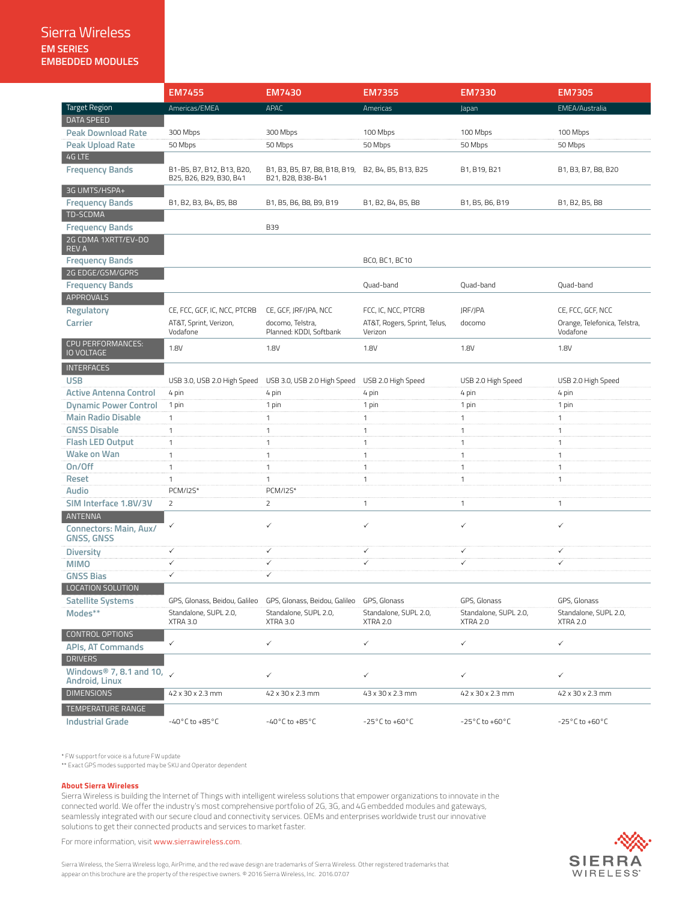# Sierra Wireless
## EM SERIES EMBEDDED MODULES

| | EM7455 | EM7430 | EM7355 | EM7330 | EM7305 |
|---|---|---|---|---|---|
| Target Region | Americas/EMEA | APAC | Americas | Japan | EMEA/Australia |
| **DATA SPEED** | | | | | |
| Peak Download Rate | 300 Mbps | 300 Mbps | 100 Mbps | 100 Mbps | 100 Mbps |
| Peak Upload Rate | 50 Mbps | 50 Mbps | 50 Mbps | 50 Mbps | 50 Mbps |
| **4G LTE** | | | | | |
| Frequency Bands | B1-B5, B7, B12, B13, B20, B25, B26, B29, B30, B41 | B1, B3, B5, B7, B8, B18, B19, B21, B28, B38-B41 | B2, B4, B5, B13, B25 | B1, B19, B21 | B1, B3, B7, B8, B20 |
| **3G UMTS/HSPA+** | | | | | |
| Frequency Bands | B1, B2, B3, B4, B5, B8 | B1, B5, B6, B8, B9, B19 | B1, B2, B4, B5, B8 | B1, B5, B6, B19 | B1, B2, B5, B8 |
| **TD-SCDMA** | | | | | |
| Frequency Bands | | B39 | | | |
| **2G CDMA 1XRTT/EV-DO REV A** | | | | | |
| Frequency Bands | | | BC0, BC1, BC10 | | |
| **2G EDGE/GSM/GPRS** | | | | | |
| Frequency Bands | | | Quad-band | Quad-band | Quad-band |
| **APPROVALS** | | | | | |
| Regulatory | CE, FCC, GCF, IC, NCC, PTCRB | CE, GCF, JRF/JPA, NCC | FCC, IC, NCC, PTCRB | JRF/JPA | CE, FCC, GCF, NCC |
| Carrier | AT&T, Sprint, Verizon, Vodafone | docomo, Telstra, Planned: KDDI, Softbank | AT&T, Rogers, Sprint, Telus, Verizon | docomo | Orange, Telefonica, Telstra, Vodafone |
| **CPU PERFORMANCES: IO VOLTAGE** | 1.8V | 1.8V | 1.8V | 1.8V | 1.8V |
| **INTERFACES** | | | | | |
| USB | USB 3.0, USB 2.0 High Speed | USB 3.0, USB 2.0 High Speed | USB 2.0 High Speed | USB 2.0 High Speed | USB 2.0 High Speed |
| Active Antenna Control | 4 pin | 4 pin | 4 pin | 4 pin | 4 pin |
| Dynamic Power Control | 1 pin | 1 pin | 1 pin | 1 pin | 1 pin |
| Main Radio Disable | 1 | 1 | 1 | 1 | 1 |
| GNSS Disable | 1 | 1 | 1 | 1 | 1 |
| Flash LED Output | 1 | 1 | 1 | 1 | 1 |
| Wake on Wan | 1 | 1 | 1 | 1 | 1 |
| On/Off | 1 | 1 | 1 | 1 | 1 |
| Reset | 1 | 1 | 1 | 1 | 1 |
| Audio | PCM/I2S* | PCM/I2S* | | | |
| SIM Interface 1.8V/3V | 2 | 2 | 1 | 1 | 1 |
| **ANTENNA** | | | | | |
| Connectors: Main, Aux/ GNSS, GNSS | ✓ | ✓ | ✓ | ✓ | ✓ |
| Diversity | ✓ | ✓ | ✓ | ✓ | ✓ |
| MIMO | ✓ | ✓ | ✓ | ✓ | ✓ |
| GNSS Bias | ✓ | ✓ | | | |
| **LOCATION SOLUTION** | | | | | |
| Satellite Systems | GPS, Glonass, Beidou, Galileo | GPS, Glonass, Beidou, Galileo | GPS, Glonass | GPS, Glonass | GPS, Glonass |
| Modes** | Standalone, SUPL 2.0, XTRA 3.0 | Standalone, SUPL 2.0, XTRA 3.0 | Standalone, SUPL 2.0, XTRA 2.0 | Standalone, SUPL 2.0, XTRA 2.0 | Standalone, SUPL 2.0, XTRA 2.0 |
| **CONTROL OPTIONS** | | | | | |
| APIs, AT Commands | ✓ | ✓ | ✓ | ✓ | ✓ |
| **DRIVERS** | | | | | |
| Windows® 7, 8.1 and 10, Android, Linux | ✓ | ✓ | ✓ | ✓ | ✓ |
| **DIMENSIONS** | 42 x 30 x 2.3 mm | 42 x 30 x 2.3 mm | 43 x 30 x 2.3 mm | 42 x 30 x 2.3 mm | 42 x 30 x 2.3 mm |
| **TEMPERATURE RANGE** | | | | | |
| Industrial Grade | -40°C to +85°C | -40°C to +85°C | -25°C to +60°C | -25°C to +60°C | -25°C to +60°C |

* FW support for voice is a future FW update
** Exact GPS modes supported may be SKU and Operator dependent

### About Sierra Wireless

Sierra Wireless is building the Internet of Things with intelligent wireless solutions that empower organizations to innovate in the connected world. We offer the industry's most comprehensive portfolio of 2G, 3G, and 4G embedded modules and gateways, seamlessly integrated with our secure cloud and connectivity services. OEMs and enterprises worldwide trust our innovative solutions to get their connected products and services to market faster.

For more information, visit www.sierrawireless.com.

Sierra Wireless, the Sierra Wireless logo, AirPrime, and the red wave design are trademarks of Sierra Wireless. Other registered trademarks that appear on this brochure are the property of the respective owners. © 2016 Sierra Wireless, Inc. 2016.07.07

SIERRA WIRELESS